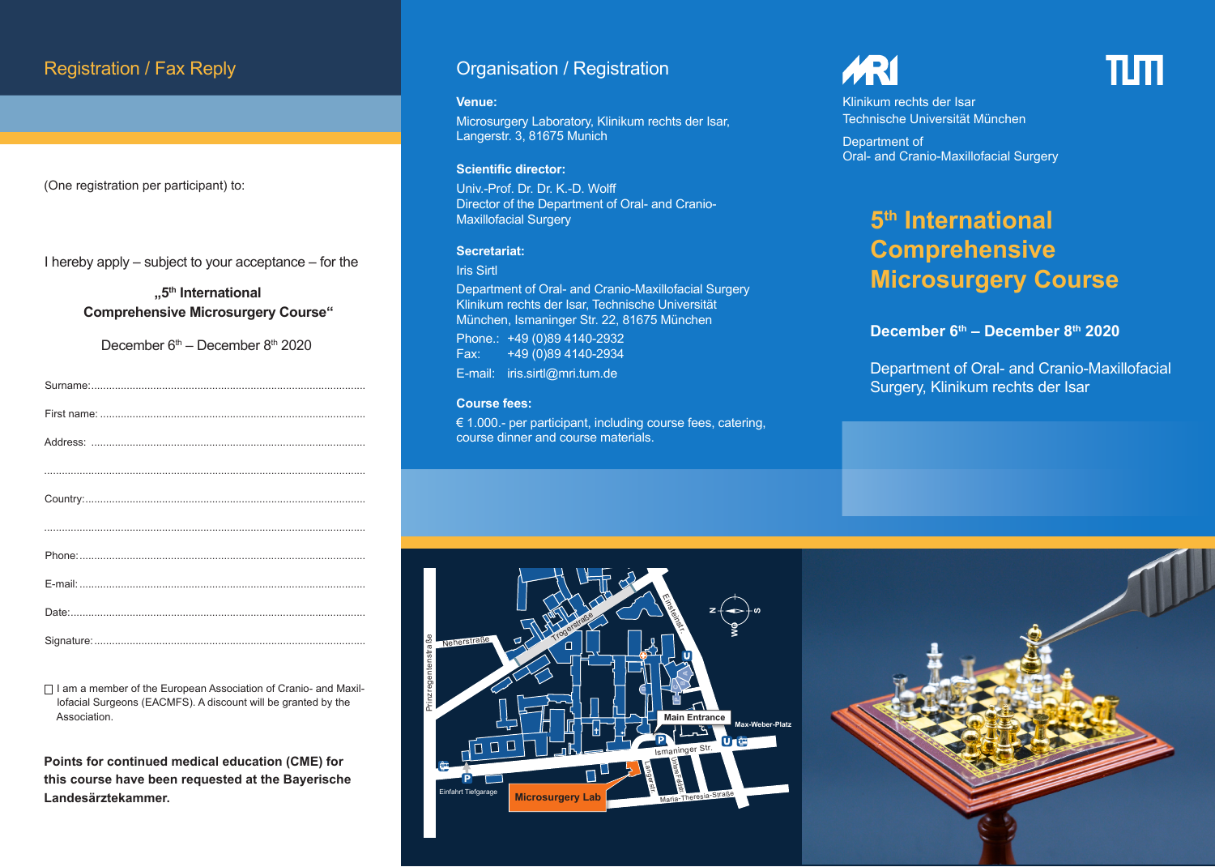## Registration / Fax Reply

(One registration per participant) to:

I hereby apply – subject to your acceptance – for the

**„5th International Comprehensive Microsurgery Course“**

December 6th – December 8th 2020

Surname:............................................................................................

First name: .........................................................................................

Address: ............................................................................................

...........................................................................................................

Country:..............................................................................................

...........................................................................................................

Phone:................................................................................................

E-mail: ...............................................................................................

Date:...................................................................................................

Signature:...........................................................................................

☐ I am a member of the European Association of Cranio- and Maxillofacial Surgeons (EACMFS). A discount will be granted by the Association.

**Points for continued medical education (CME) for this course have been requested at the Bayerische Landesärztekammer.**

## Organisation / Registration

**Venue:**

Microsurgery Laboratory, Klinikum rechts der Isar, Langerstr. 3, 81675 Munich

**Scientific director:**

Univ.-Prof. Dr. Dr. K.-D. Wolff
Director of the Department of Oral- and Cranio-Maxillofacial Surgery

**Secretariat:**

Iris Sirtl
Department of Oral- and Cranio-Maxillofacial Surgery
Klinikum rechts der Isar, Technische Universität München, Ismaninger Str. 22, 81675 München

Phone.: +49 (0)89 4140-2932
Fax: +49 (0)89 4140-2934
E-mail: iris.sirtl@mri.tum.de

**Course fees:**

€ 1.000.- per participant, including course fees, catering, course dinner and course materials.

Prinzregentenstraße, Neherstraße, Trogerstraße, Einsteinstr., Main Entrance, Max-Weber-Platz, Ismaninger Str., Langerstr., Mauerkircherstr., Maria-Theresia-Straße, Einfahrt Tiefgarage, Microsurgery Lab

Klinikum rechts der Isar
Technische Universität München

Department of
Oral- and Cranio-Maxillofacial Surgery

# 5th International Comprehensive Microsurgery Course

**December 6th – December 8th 2020**

Department of Oral- and Cranio-Maxillofacial Surgery, Klinikum rechts der Isar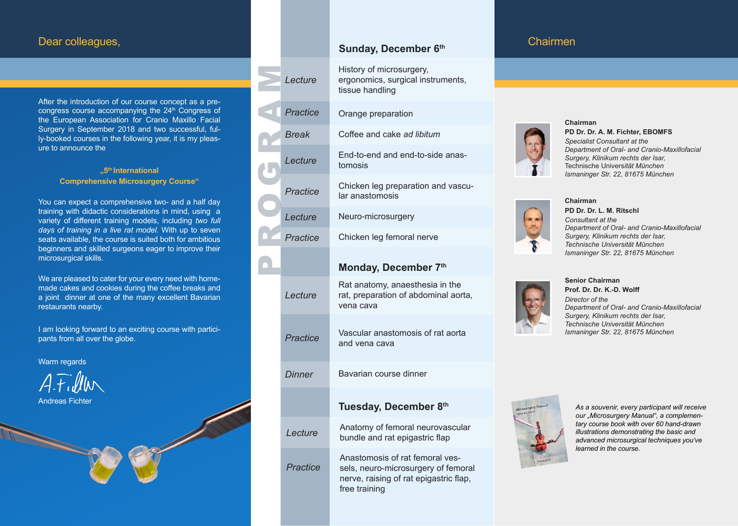## Dear colleagues,

After the introduction of our course concept as a pre-congress course accompanying the 24th Congress of the European Association for Cranio Maxillo Facial Surgery in September 2018 and two successful, fully-booked courses in the following year, it is my pleasure to announce the

**„5th International Comprehensive Microsurgery Course“**

You can expect a comprehensive two- and a half day training with didactic considerations in mind, using a variety of different training models, including *two full days of training in a live rat model*. With up to seven seats available, the course is suited both for ambitious beginners and skilled surgeons eager to improve their microsurgical skills.

We are pleased to cater for your every need with homemade cakes and cookies during the coffee breaks and a joint dinner at one of the many excellent Bavarian restaurants nearby.

I am looking forward to an exciting course with participants from all over the globe.

Warm regards

Andreas Fichter

## PROGRAM

| | |
|---|---|
| | **Sunday, December 6th** |
| *Lecture* | History of microsurgery, ergonomics, surgical instruments, tissue handling |
| *Practice* | Orange preparation |
| *Break* | Coffee and cake *ad libitum* |
| *Lecture* | End-to-end and end-to-side anastomosis |
| *Practice* | Chicken leg preparation and vascular anastomosis |
| *Lecture* | Neuro-microsurgery |
| *Practice* | Chicken leg femoral nerve |
| | **Monday, December 7th** |
| *Lecture* | Rat anatomy, anaesthesia in the rat, preparation of abdominal aorta, vena cava |
| *Practice* | Vascular anastomosis of rat aorta and vena cava |
| *Dinner* | Bavarian course dinner |
| | **Tuesday, December 8th** |
| *Lecture* | Anatomy of femoral neurovascular bundle and rat epigastric flap |
| *Practice* | Anastomosis of rat femoral vessels, neuro-microsurgery of femoral nerve, raising of rat epigastric flap, free training |

## Chairmen

**Chairman**
**PD Dr. Dr. A. M. Fichter, EBOMFS**
*Specialist Consultant at the*
*Department of Oral- and Cranio-Maxillofacial Surgery, Klinikum rechts der Isar,*
Technische *Universität München*
*Ismaninger Str. 22, 81675 München*

**Chairman**
**PD Dr. Dr. L. M. Ritschl**
*Consultant at the*
*Department of Oral- and Cranio-Maxillofacial Surgery, Klinikum rechts der Isar,*
*Technische Universität München*
*Ismaninger Str. 22, 81675 München*

**Senior Chairman**
**Prof. Dr. Dr. K.-D. Wolff**
*Director of the*
*Department of Oral- and Cranio-Maxillofacial Surgery, Klinikum rechts der Isar,*
*Technische Universität München*
*Ismaninger Str. 22, 81675 München*

*As a souvenir, every participant will receive our „Microsurgery Manual“, a complementary course book with over 60 hand-drawn illustrations demonstrating the basic and advanced microsurgical techniques you've learned in the course.*